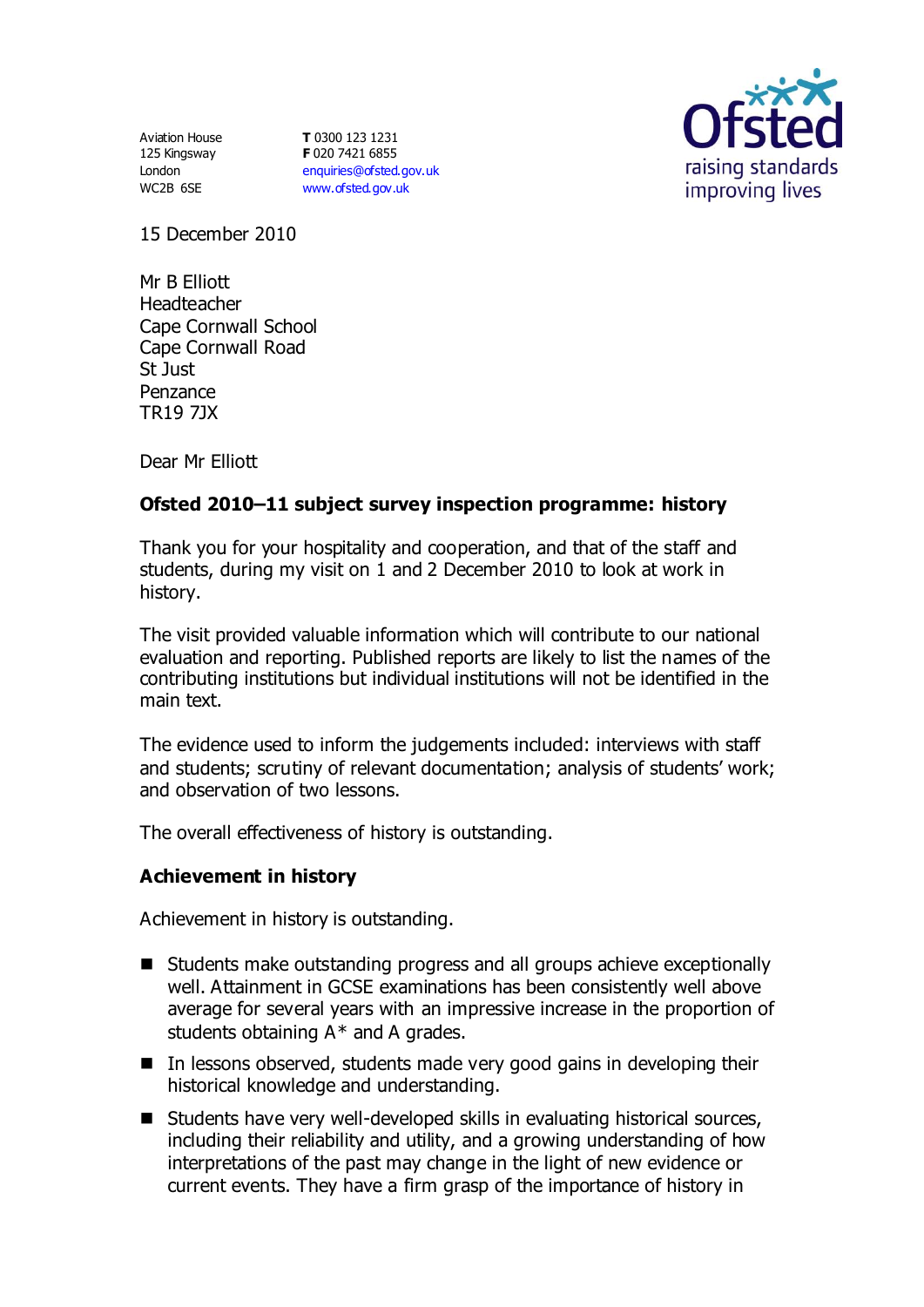Aviation House
125 Kingsway
London
WC2B 6SE

**T** 0300 123 1231
**F** 020 7421 6855
enquiries@ofsted.gov.uk
www.ofsted.gov.uk

Ofsted
raising standards
improving lives

15 December 2010

Mr B Elliott
Headteacher
Cape Cornwall School
Cape Cornwall Road
St Just
Penzance
TR19 7JX

Dear Mr Elliott

**Ofsted 2010–11 subject survey inspection programme: history**

Thank you for your hospitality and cooperation, and that of the staff and students, during my visit on 1 and 2 December 2010 to look at work in history.

The visit provided valuable information which will contribute to our national evaluation and reporting. Published reports are likely to list the names of the contributing institutions but individual institutions will not be identified in the main text.

The evidence used to inform the judgements included: interviews with staff and students; scrutiny of relevant documentation; analysis of students' work; and observation of two lessons.

The overall effectiveness of history is outstanding.

### Achievement in history

Achievement in history is outstanding.

- Students make outstanding progress and all groups achieve exceptionally well. Attainment in GCSE examinations has been consistently well above average for several years with an impressive increase in the proportion of students obtaining A* and A grades.
- In lessons observed, students made very good gains in developing their historical knowledge and understanding.
- Students have very well-developed skills in evaluating historical sources, including their reliability and utility, and a growing understanding of how interpretations of the past may change in the light of new evidence or current events. They have a firm grasp of the importance of history in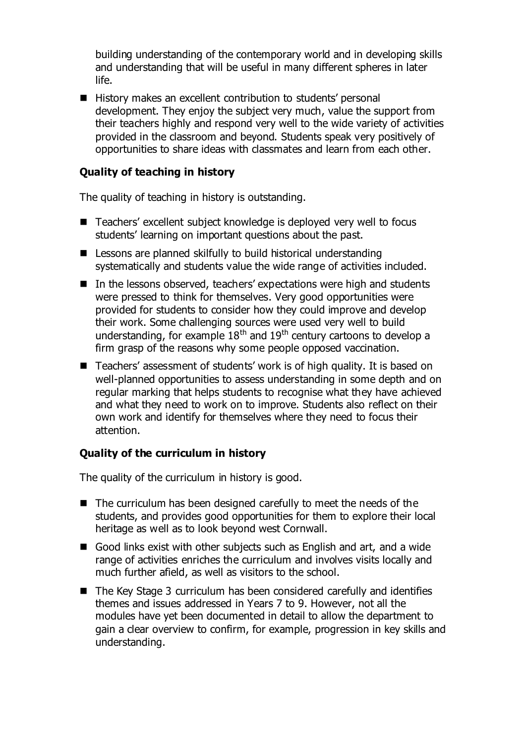building understanding of the contemporary world and in developing skills and understanding that will be useful in many different spheres in later life.

- History makes an excellent contribution to students' personal development. They enjoy the subject very much, value the support from their teachers highly and respond very well to the wide variety of activities provided in the classroom and beyond. Students speak very positively of opportunities to share ideas with classmates and learn from each other.

### Quality of teaching in history

The quality of teaching in history is outstanding.

- Teachers' excellent subject knowledge is deployed very well to focus students' learning on important questions about the past.
- Lessons are planned skilfully to build historical understanding systematically and students value the wide range of activities included.
- In the lessons observed, teachers' expectations were high and students were pressed to think for themselves. Very good opportunities were provided for students to consider how they could improve and develop their work. Some challenging sources were used very well to build understanding, for example 18th and 19th century cartoons to develop a firm grasp of the reasons why some people opposed vaccination.
- Teachers' assessment of students' work is of high quality. It is based on well-planned opportunities to assess understanding in some depth and on regular marking that helps students to recognise what they have achieved and what they need to work on to improve. Students also reflect on their own work and identify for themselves where they need to focus their attention.

### Quality of the curriculum in history

The quality of the curriculum in history is good.

- The curriculum has been designed carefully to meet the needs of the students, and provides good opportunities for them to explore their local heritage as well as to look beyond west Cornwall.
- Good links exist with other subjects such as English and art, and a wide range of activities enriches the curriculum and involves visits locally and much further afield, as well as visitors to the school.
- The Key Stage 3 curriculum has been considered carefully and identifies themes and issues addressed in Years 7 to 9. However, not all the modules have yet been documented in detail to allow the department to gain a clear overview to confirm, for example, progression in key skills and understanding.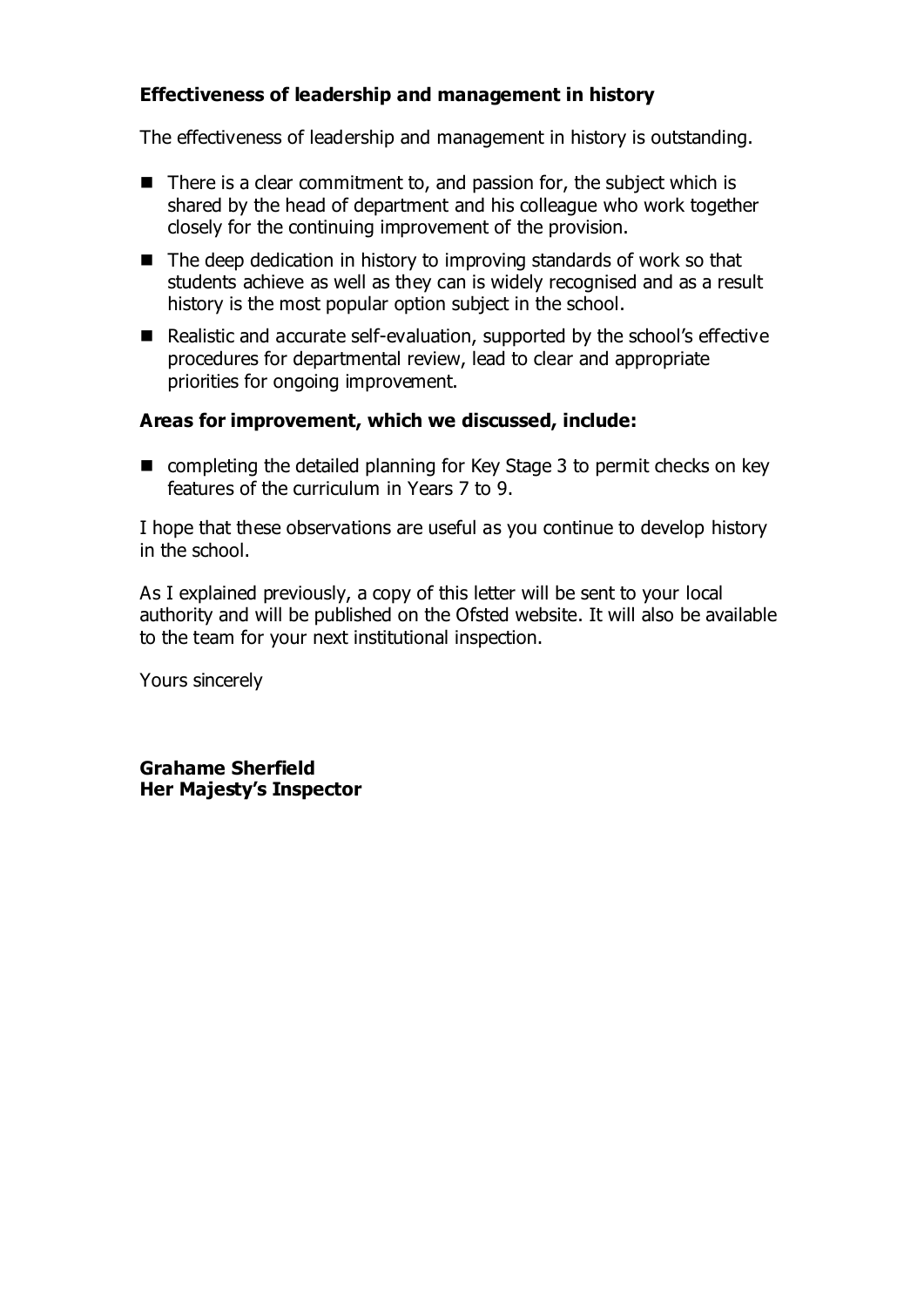**Effectiveness of leadership and management in history**

The effectiveness of leadership and management in history is outstanding.

- There is a clear commitment to, and passion for, the subject which is shared by the head of department and his colleague who work together closely for the continuing improvement of the provision.
- The deep dedication in history to improving standards of work so that students achieve as well as they can is widely recognised and as a result history is the most popular option subject in the school.
- Realistic and accurate self-evaluation, supported by the school's effective procedures for departmental review, lead to clear and appropriate priorities for ongoing improvement.

**Areas for improvement, which we discussed, include:**

- completing the detailed planning for Key Stage 3 to permit checks on key features of the curriculum in Years 7 to 9.

I hope that these observations are useful as you continue to develop history in the school.

As I explained previously, a copy of this letter will be sent to your local authority and will be published on the Ofsted website. It will also be available to the team for your next institutional inspection.

Yours sincerely

**Grahame Sherfield**
**Her Majesty's Inspector**